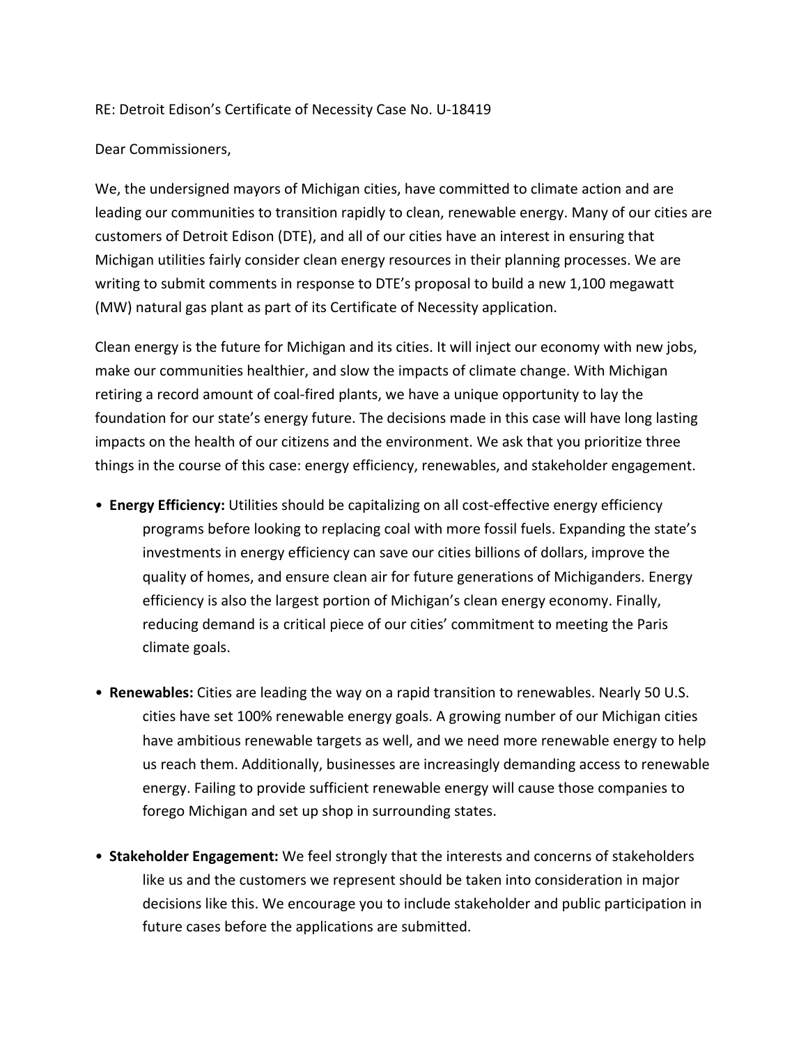RE: Detroit Edison's Certificate of Necessity Case No. U-18419

Dear Commissioners,

We, the undersigned mayors of Michigan cities, have committed to climate action and are leading our communities to transition rapidly to clean, renewable energy. Many of our cities are customers of Detroit Edison (DTE), and all of our cities have an interest in ensuring that Michigan utilities fairly consider clean energy resources in their planning processes. We are writing to submit comments in response to DTE's proposal to build a new 1,100 megawatt (MW) natural gas plant as part of its Certificate of Necessity application.

Clean energy is the future for Michigan and its cities. It will inject our economy with new jobs, make our communities healthier, and slow the impacts of climate change. With Michigan retiring a record amount of coal-fired plants, we have a unique opportunity to lay the foundation for our state's energy future. The decisions made in this case will have long lasting impacts on the health of our citizens and the environment. We ask that you prioritize three things in the course of this case: energy efficiency, renewables, and stakeholder engagement.

- **Energy Efficiency:** Utilities should be capitalizing on all cost-effective energy efficiency programs before looking to replacing coal with more fossil fuels. Expanding the state's investments in energy efficiency can save our cities billions of dollars, improve the quality of homes, and ensure clean air for future generations of Michiganders. Energy efficiency is also the largest portion of Michigan's clean energy economy. Finally, reducing demand is a critical piece of our cities' commitment to meeting the Paris climate goals.

- **Renewables:** Cities are leading the way on a rapid transition to renewables. Nearly 50 U.S. cities have set 100% renewable energy goals. A growing number of our Michigan cities have ambitious renewable targets as well, and we need more renewable energy to help us reach them. Additionally, businesses are increasingly demanding access to renewable energy. Failing to provide sufficient renewable energy will cause those companies to forego Michigan and set up shop in surrounding states.

- **Stakeholder Engagement:** We feel strongly that the interests and concerns of stakeholders like us and the customers we represent should be taken into consideration in major decisions like this. We encourage you to include stakeholder and public participation in future cases before the applications are submitted.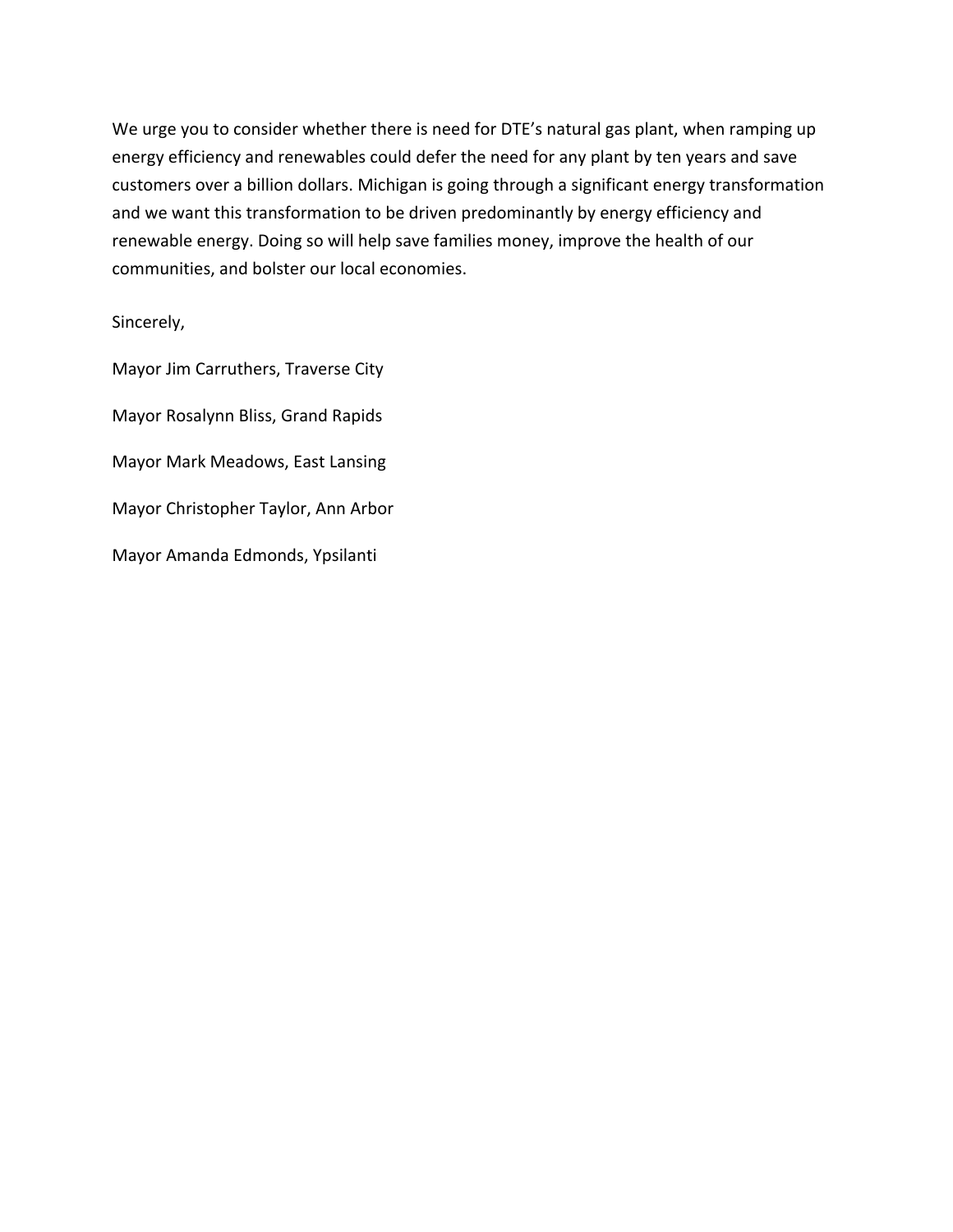We urge you to consider whether there is need for DTE's natural gas plant, when ramping up energy efficiency and renewables could defer the need for any plant by ten years and save customers over a billion dollars. Michigan is going through a significant energy transformation and we want this transformation to be driven predominantly by energy efficiency and renewable energy. Doing so will help save families money, improve the health of our communities, and bolster our local economies.

Sincerely,

Mayor Jim Carruthers, Traverse City

Mayor Rosalynn Bliss, Grand Rapids

Mayor Mark Meadows, East Lansing

Mayor Christopher Taylor, Ann Arbor

Mayor Amanda Edmonds, Ypsilanti